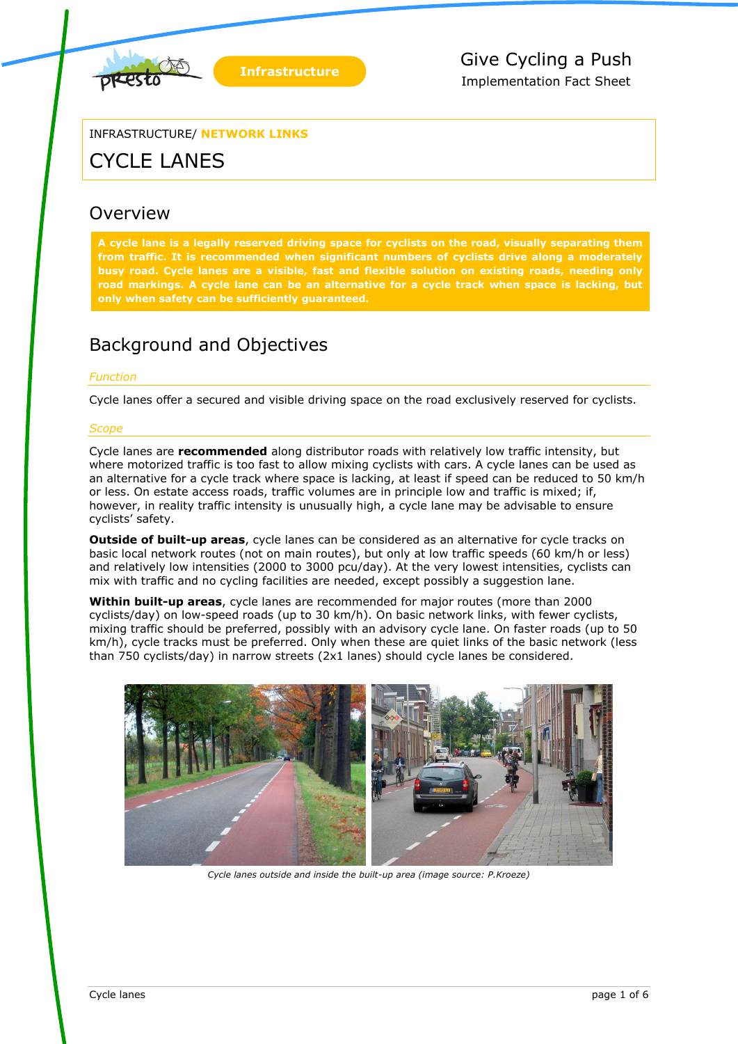Infrastructure

Give Cycling a Push
Implementation Fact Sheet

INFRASTRUCTURE/ NETWORK LINKS

# CYCLE LANES

## Overview

**A cycle lane is a legally reserved driving space for cyclists on the road, visually separating them from traffic. It is recommended when significant numbers of cyclists drive along a moderately busy road. Cycle lanes are a visible, fast and flexible solution on existing roads, needing only road markings. A cycle lane can be an alternative for a cycle track when space is lacking, but only when safety can be sufficiently guaranteed.**

## Background and Objectives

### *Function*

Cycle lanes offer a secured and visible driving space on the road exclusively reserved for cyclists.

### *Scope*

Cycle lanes are **recommended** along distributor roads with relatively low traffic intensity, but where motorized traffic is too fast to allow mixing cyclists with cars. A cycle lanes can be used as an alternative for a cycle track where space is lacking, at least if speed can be reduced to 50 km/h or less. On estate access roads, traffic volumes are in principle low and traffic is mixed; if, however, in reality traffic intensity is unusually high, a cycle lane may be advisable to ensure cyclists' safety.

**Outside of built-up areas**, cycle lanes can be considered as an alternative for cycle tracks on basic local network routes (not on main routes), but only at low traffic speeds (60 km/h or less) and relatively low intensities (2000 to 3000 pcu/day). At the very lowest intensities, cyclists can mix with traffic and no cycling facilities are needed, except possibly a suggestion lane.

**Within built-up areas**, cycle lanes are recommended for major routes (more than 2000 cyclists/day) on low-speed roads (up to 30 km/h). On basic network links, with fewer cyclists, mixing traffic should be preferred, possibly with an advisory cycle lane. On faster roads (up to 50 km/h), cycle tracks must be preferred. Only when these are quiet links of the basic network (less than 750 cyclists/day) in narrow streets (2x1 lanes) should cycle lanes be considered.

*Cycle lanes outside and inside the built-up area (image source: P.Kroeze)*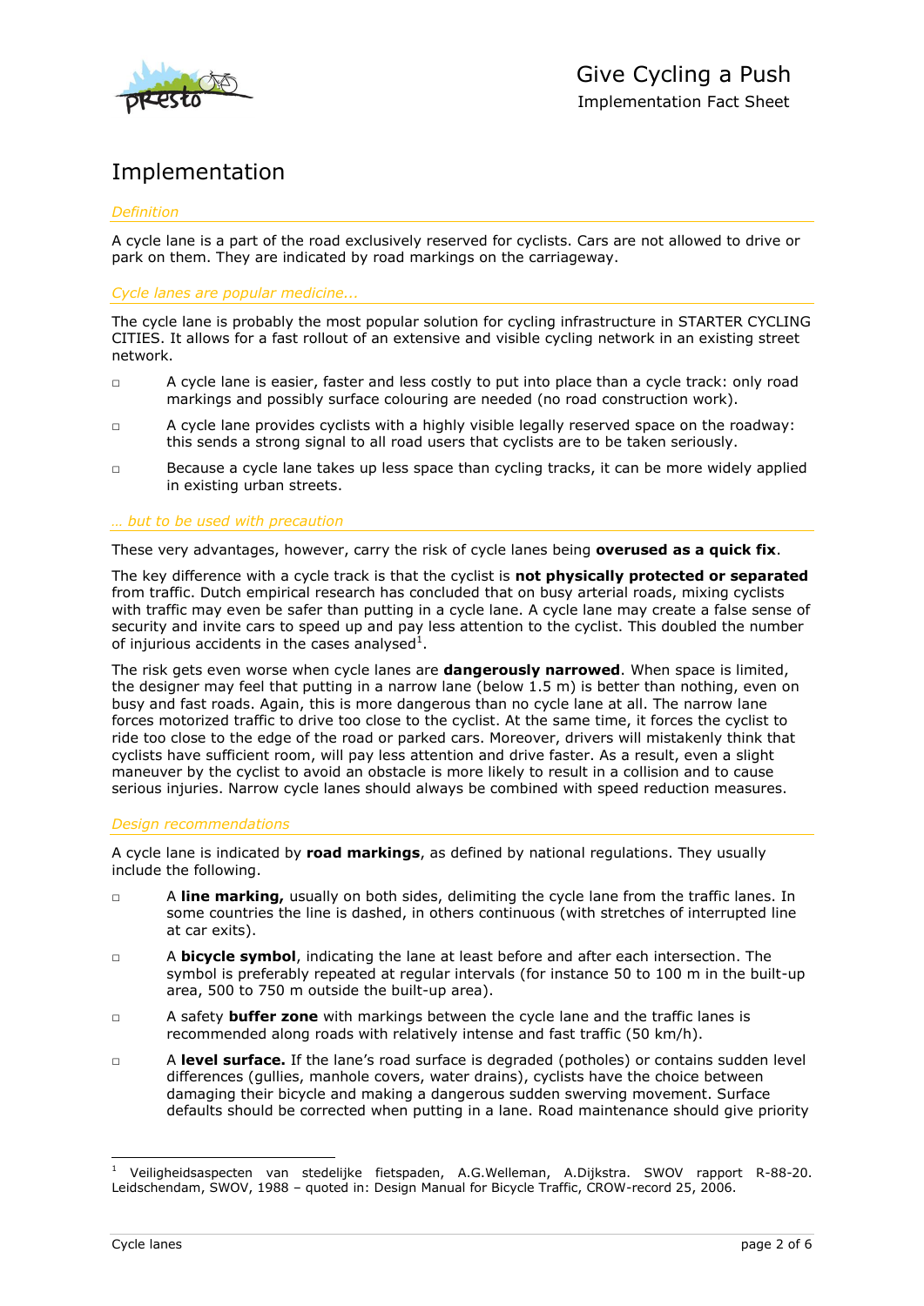# Implementation

*Definition*

A cycle lane is a part of the road exclusively reserved for cyclists. Cars are not allowed to drive or park on them. They are indicated by road markings on the carriageway.

*Cycle lanes are popular medicine...*

The cycle lane is probably the most popular solution for cycling infrastructure in STARTER CYCLING CITIES. It allows for a fast rollout of an extensive and visible cycling network in an existing street network.

- A cycle lane is easier, faster and less costly to put into place than a cycle track: only road markings and possibly surface colouring are needed (no road construction work).
- A cycle lane provides cyclists with a highly visible legally reserved space on the roadway: this sends a strong signal to all road users that cyclists are to be taken seriously.
- Because a cycle lane takes up less space than cycling tracks, it can be more widely applied in existing urban streets.

*... but to be used with precaution*

These very advantages, however, carry the risk of cycle lanes being **overused as a quick fix**.

The key difference with a cycle track is that the cyclist is **not physically protected or separated** from traffic. Dutch empirical research has concluded that on busy arterial roads, mixing cyclists with traffic may even be safer than putting in a cycle lane. A cycle lane may create a false sense of security and invite cars to speed up and pay less attention to the cyclist. This doubled the number of injurious accidents in the cases analysed[1].

The risk gets even worse when cycle lanes are **dangerously narrowed**. When space is limited, the designer may feel that putting in a narrow lane (below 1.5 m) is better than nothing, even on busy and fast roads. Again, this is more dangerous than no cycle lane at all. The narrow lane forces motorized traffic to drive too close to the cyclist. At the same time, it forces the cyclist to ride too close to the edge of the road or parked cars. Moreover, drivers will mistakenly think that cyclists have sufficient room, will pay less attention and drive faster. As a result, even a slight maneuver by the cyclist to avoid an obstacle is more likely to result in a collision and to cause serious injuries. Narrow cycle lanes should always be combined with speed reduction measures.

*Design recommendations*

A cycle lane is indicated by **road markings**, as defined by national regulations. They usually include the following.

- A **line marking,** usually on both sides, delimiting the cycle lane from the traffic lanes. In some countries the line is dashed, in others continuous (with stretches of interrupted line at car exits).
- A **bicycle symbol**, indicating the lane at least before and after each intersection. The symbol is preferably repeated at regular intervals (for instance 50 to 100 m in the built-up area, 500 to 750 m outside the built-up area).
- A safety **buffer zone** with markings between the cycle lane and the traffic lanes is recommended along roads with relatively intense and fast traffic (50 km/h).
- A **level surface.** If the lane's road surface is degraded (potholes) or contains sudden level differences (gullies, manhole covers, water drains), cyclists have the choice between damaging their bicycle and making a dangerous sudden swerving movement. Surface defaults should be corrected when putting in a lane. Road maintenance should give priority

---

[1] Veiligheidsaspecten van stedelijke fietspaden, A.G.Welleman, A.Dijkstra. SWOV rapport R-88-20. Leidschendam, SWOV, 1988 – quoted in: Design Manual for Bicycle Traffic, CROW-record 25, 2006.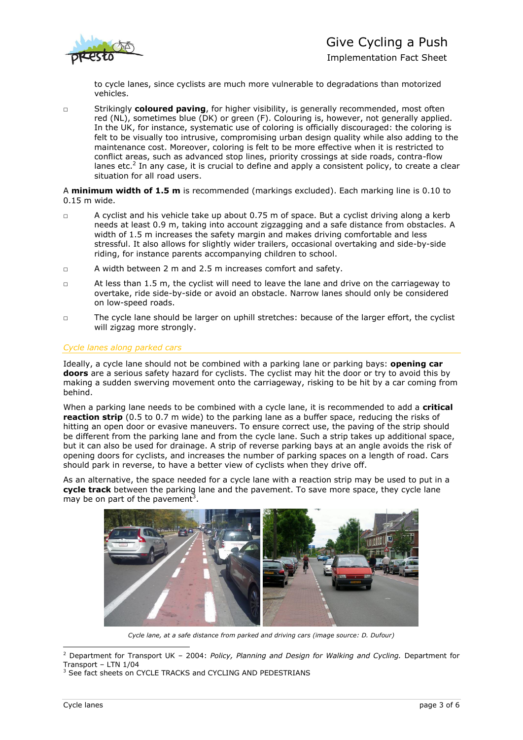to cycle lanes, since cyclists are much more vulnerable to degradations than motorized vehicles.

- Strikingly **coloured paving**, for higher visibility, is generally recommended, most often red (NL), sometimes blue (DK) or green (F). Colouring is, however, not generally applied. In the UK, for instance, systematic use of coloring is officially discouraged: the coloring is felt to be visually too intrusive, compromising urban design quality while also adding to the maintenance cost. Moreover, coloring is felt to be more effective when it is restricted to conflict areas, such as advanced stop lines, priority crossings at side roads, contra-flow lanes etc.[2] In any case, it is crucial to define and apply a consistent policy, to create a clear situation for all road users.

A **minimum width of 1.5 m** is recommended (markings excluded). Each marking line is 0.10 to 0.15 m wide.

- A cyclist and his vehicle take up about 0.75 m of space. But a cyclist driving along a kerb needs at least 0.9 m, taking into account zigzagging and a safe distance from obstacles. A width of 1.5 m increases the safety margin and makes driving comfortable and less stressful. It also allows for slightly wider trailers, occasional overtaking and side-by-side riding, for instance parents accompanying children to school.
- A width between 2 m and 2.5 m increases comfort and safety.
- At less than 1.5 m, the cyclist will need to leave the lane and drive on the carriageway to overtake, ride side-by-side or avoid an obstacle. Narrow lanes should only be considered on low-speed roads.
- The cycle lane should be larger on uphill stretches: because of the larger effort, the cyclist will zigzag more strongly.

### *Cycle lanes along parked cars*

Ideally, a cycle lane should not be combined with a parking lane or parking bays: **opening car doors** are a serious safety hazard for cyclists. The cyclist may hit the door or try to avoid this by making a sudden swerving movement onto the carriageway, risking to be hit by a car coming from behind.

When a parking lane needs to be combined with a cycle lane, it is recommended to add a **critical reaction strip** (0.5 to 0.7 m wide) to the parking lane as a buffer space, reducing the risks of hitting an open door or evasive maneuvers. To ensure correct use, the paving of the strip should be different from the parking lane and from the cycle lane. Such a strip takes up additional space, but it can also be used for drainage. A strip of reverse parking bays at an angle avoids the risk of opening doors for cyclists, and increases the number of parking spaces on a length of road. Cars should park in reverse, to have a better view of cyclists when they drive off.

As an alternative, the space needed for a cycle lane with a reaction strip may be used to put in a **cycle track** between the parking lane and the pavement. To save more space, they cycle lane may be on part of the pavement[3].

*Cycle lane, at a safe distance from parked and driving cars (image source: D. Dufour)*

---

[2] Department for Transport UK – 2004: *Policy, Planning and Design for Walking and Cycling.* Department for Transport – LTN 1/04

[3] See fact sheets on CYCLE TRACKS and CYCLING AND PEDESTRIANS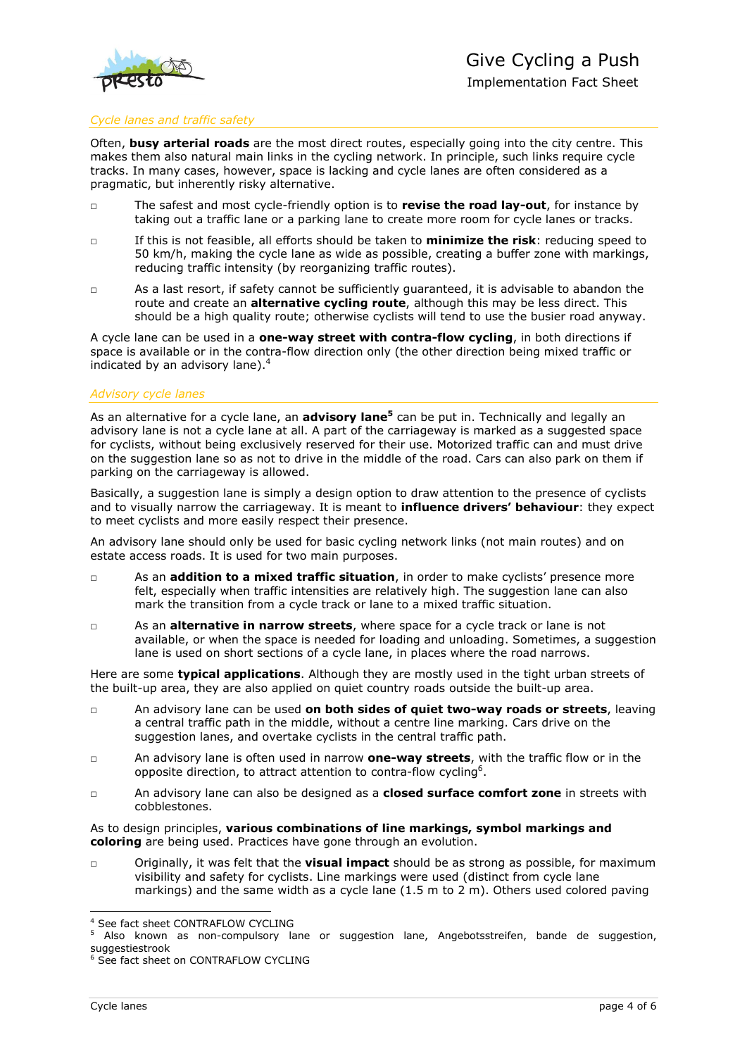*Cycle lanes and traffic safety*

Often, **busy arterial roads** are the most direct routes, especially going into the city centre. This makes them also natural main links in the cycling network. In principle, such links require cycle tracks. In many cases, however, space is lacking and cycle lanes are often considered as a pragmatic, but inherently risky alternative.

- The safest and most cycle-friendly option is to **revise the road lay-out**, for instance by taking out a traffic lane or a parking lane to create more room for cycle lanes or tracks.
- If this is not feasible, all efforts should be taken to **minimize the risk**: reducing speed to 50 km/h, making the cycle lane as wide as possible, creating a buffer zone with markings, reducing traffic intensity (by reorganizing traffic routes).
- As a last resort, if safety cannot be sufficiently guaranteed, it is advisable to abandon the route and create an **alternative cycling route**, although this may be less direct. This should be a high quality route; otherwise cyclists will tend to use the busier road anyway.

A cycle lane can be used in a **one-way street with contra-flow cycling**, in both directions if space is available or in the contra-flow direction only (the other direction being mixed traffic or indicated by an advisory lane).[4]

*Advisory cycle lanes*

As an alternative for a cycle lane, an **advisory lane[5]** can be put in. Technically and legally an advisory lane is not a cycle lane at all. A part of the carriageway is marked as a suggested space for cyclists, without being exclusively reserved for their use. Motorized traffic can and must drive on the suggestion lane so as not to drive in the middle of the road. Cars can also park on them if parking on the carriageway is allowed.

Basically, a suggestion lane is simply a design option to draw attention to the presence of cyclists and to visually narrow the carriageway. It is meant to **influence drivers' behaviour**: they expect to meet cyclists and more easily respect their presence.

An advisory lane should only be used for basic cycling network links (not main routes) and on estate access roads. It is used for two main purposes.

- As an **addition to a mixed traffic situation**, in order to make cyclists' presence more felt, especially when traffic intensities are relatively high. The suggestion lane can also mark the transition from a cycle track or lane to a mixed traffic situation.
- As an **alternative in narrow streets**, where space for a cycle track or lane is not available, or when the space is needed for loading and unloading. Sometimes, a suggestion lane is used on short sections of a cycle lane, in places where the road narrows.

Here are some **typical applications**. Although they are mostly used in the tight urban streets of the built-up area, they are also applied on quiet country roads outside the built-up area.

- An advisory lane can be used **on both sides of quiet two-way roads or streets**, leaving a central traffic path in the middle, without a centre line marking. Cars drive on the suggestion lanes, and overtake cyclists in the central traffic path.
- An advisory lane is often used in narrow **one-way streets**, with the traffic flow or in the opposite direction, to attract attention to contra-flow cycling[6].
- An advisory lane can also be designed as a **closed surface comfort zone** in streets with cobblestones.

As to design principles, **various combinations of line markings, symbol markings and coloring** are being used. Practices have gone through an evolution.

- Originally, it was felt that the **visual impact** should be as strong as possible, for maximum visibility and safety for cyclists. Line markings were used (distinct from cycle lane markings) and the same width as a cycle lane (1.5 m to 2 m). Others used colored paving

---

[4] See fact sheet CONTRAFLOW CYCLING

[5] Also known as non-compulsory lane or suggestion lane, Angebotsstreifen, bande de suggestion, suggestiestrook

[6] See fact sheet on CONTRAFLOW CYCLING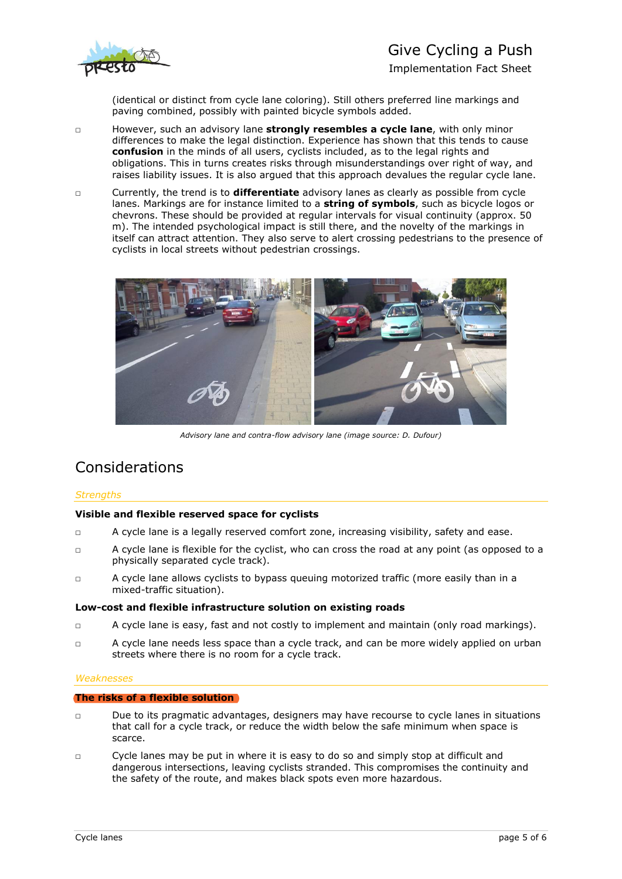(identical or distinct from cycle lane coloring). Still others preferred line markings and paving combined, possibly with painted bicycle symbols added.

- However, such an advisory lane **strongly resembles a cycle lane**, with only minor differences to make the legal distinction. Experience has shown that this tends to cause **confusion** in the minds of all users, cyclists included, as to the legal rights and obligations. This in turns creates risks through misunderstandings over right of way, and raises liability issues. It is also argued that this approach devalues the regular cycle lane.
- Currently, the trend is to **differentiate** advisory lanes as clearly as possible from cycle lanes. Markings are for instance limited to a **string of symbols**, such as bicycle logos or chevrons. These should be provided at regular intervals for visual continuity (approx. 50 m). The intended psychological impact is still there, and the novelty of the markings in itself can attract attention. They also serve to alert crossing pedestrians to the presence of cyclists in local streets without pedestrian crossings.

*Advisory lane and contra-flow advisory lane (image source: D. Dufour)*

## Considerations

### *Strengths*

**Visible and flexible reserved space for cyclists**

- A cycle lane is a legally reserved comfort zone, increasing visibility, safety and ease.
- A cycle lane is flexible for the cyclist, who can cross the road at any point (as opposed to a physically separated cycle track).
- A cycle lane allows cyclists to bypass queuing motorized traffic (more easily than in a mixed-traffic situation).

**Low-cost and flexible infrastructure solution on existing roads**

- A cycle lane is easy, fast and not costly to implement and maintain (only road markings).
- A cycle lane needs less space than a cycle track, and can be more widely applied on urban streets where there is no room for a cycle track.

### *Weaknesses*

**The risks of a flexible solution**

- Due to its pragmatic advantages, designers may have recourse to cycle lanes in situations that call for a cycle track, or reduce the width below the safe minimum when space is scarce.
- Cycle lanes may be put in where it is easy to do so and simply stop at difficult and dangerous intersections, leaving cyclists stranded. This compromises the continuity and the safety of the route, and makes black spots even more hazardous.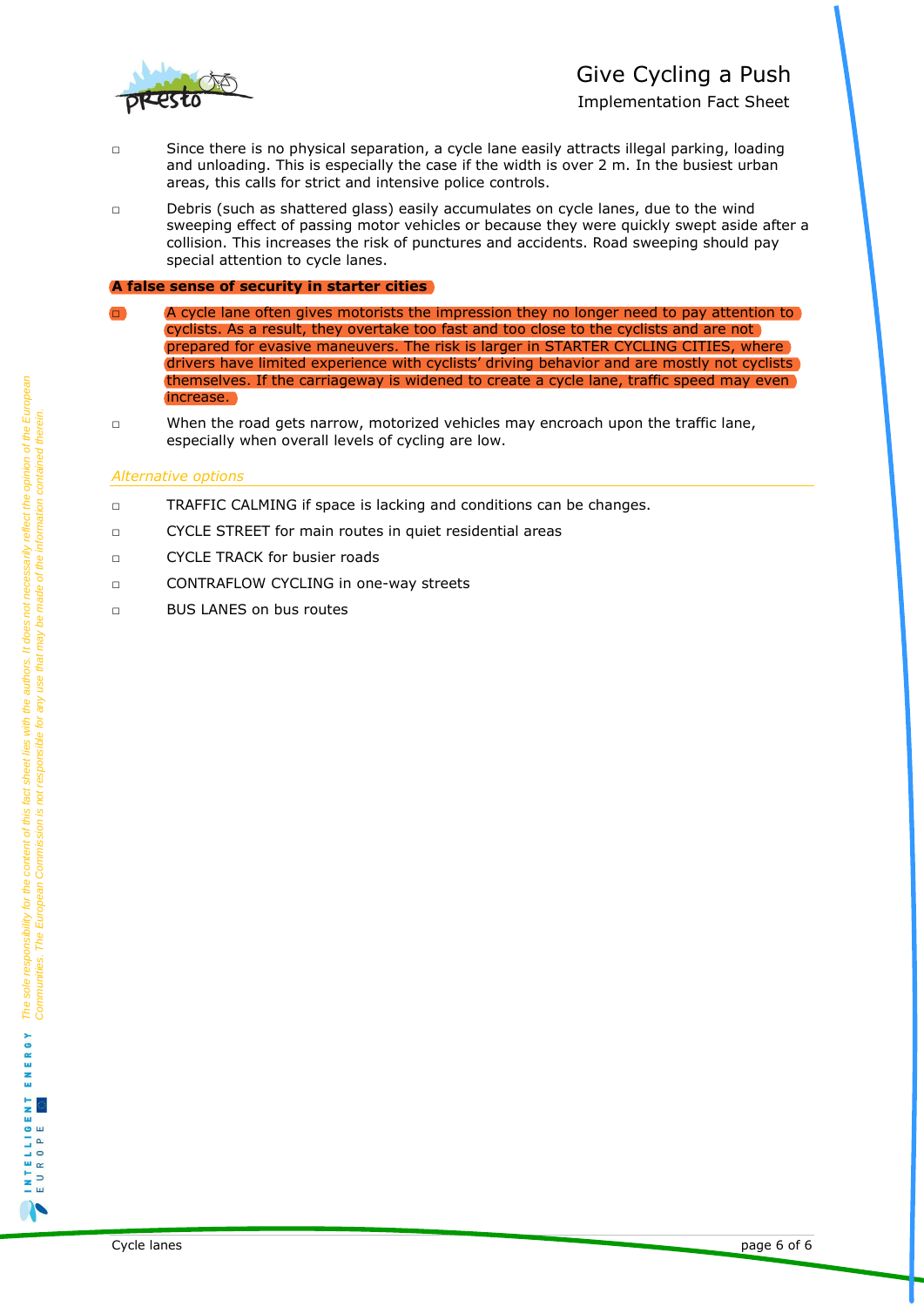- Since there is no physical separation, a cycle lane easily attracts illegal parking, loading and unloading. This is especially the case if the width is over 2 m. In the busiest urban areas, this calls for strict and intensive police controls.
- Debris (such as shattered glass) easily accumulates on cycle lanes, due to the wind sweeping effect of passing motor vehicles or because they were quickly swept aside after a collision. This increases the risk of punctures and accidents. Road sweeping should pay special attention to cycle lanes.

**A false sense of security in starter cities**

- A cycle lane often gives motorists the impression they no longer need to pay attention to cyclists. As a result, they overtake too fast and too close to the cyclists and are not prepared for evasive maneuvers. The risk is larger in STARTER CYCLING CITIES, where drivers have limited experience with cyclists' driving behavior and are mostly not cyclists themselves. If the carriageway is widened to create a cycle lane, traffic speed may even increase.
- When the road gets narrow, motorized vehicles may encroach upon the traffic lane, especially when overall levels of cycling are low.

*Alternative options*

- TRAFFIC CALMING if space is lacking and conditions can be changes.
- CYCLE STREET for main routes in quiet residential areas
- CYCLE TRACK for busier roads
- CONTRAFLOW CYCLING in one-way streets
- BUS LANES on bus routes